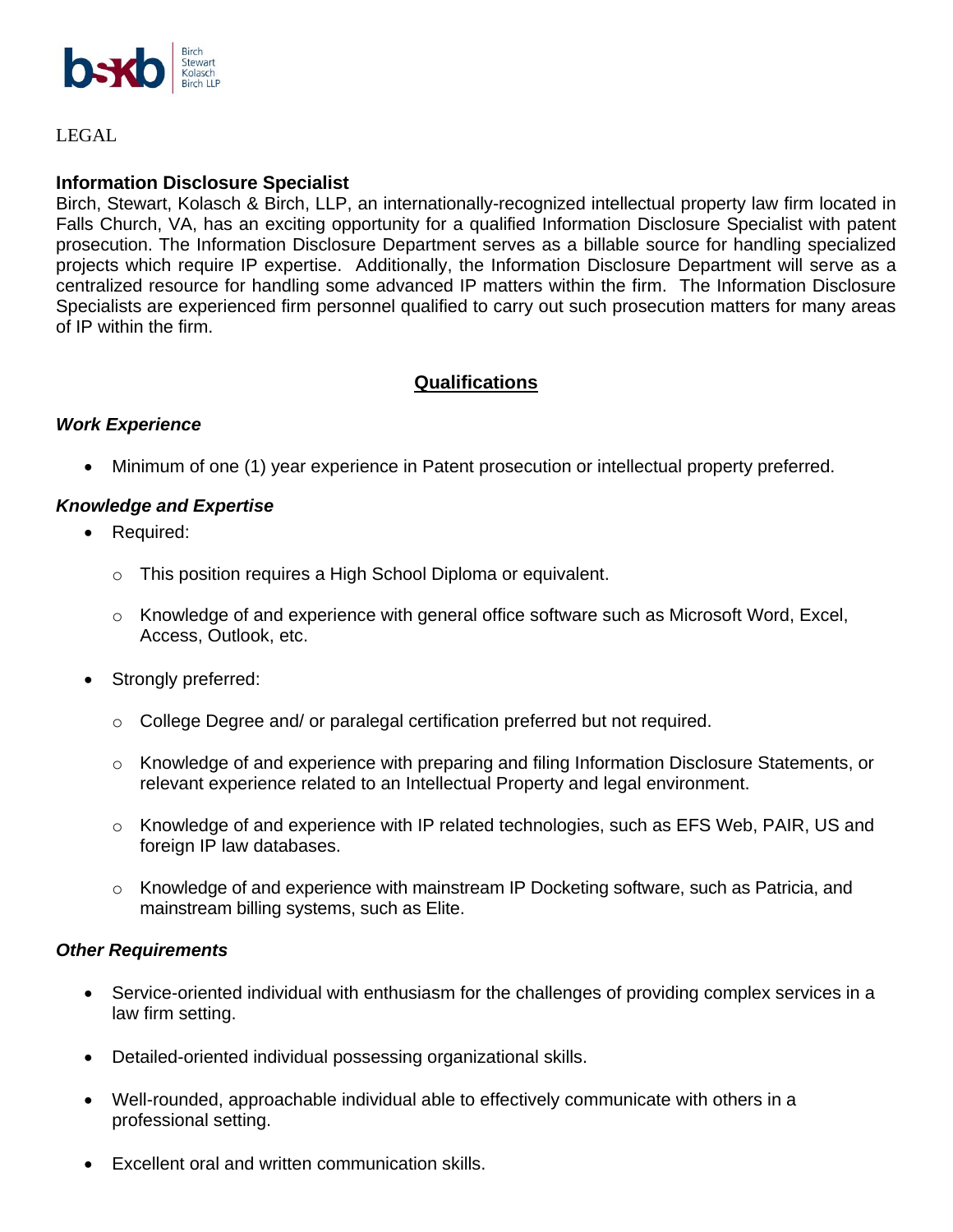LEGAL

## Information Disclosure Specialist

Birch, Stewart, Kolasch & Birch, LLP, an internationally-recognized intellectual property law firm located in Falls Church, VA, has an exciting opportunity for a qualified Information Disclosure Specialist with patent prosecution. The Information Disclosure Department serves as a billable source for handling specialized projects which require IP expertise. Additionally, the Information Disclosure Department will serve as a centralized resource for handling some advanced IP matters within the firm. The Information Disclosure Specialists are experienced firm personnel qualified to carry out such prosecution matters for many areas of IP within the firm.

## Qualifications

### *Work Experience*

- Minimum of one (1) year experience in Patent prosecution or intellectual property preferred.

### *Knowledge and Expertise*

- Required:
  - This position requires a High School Diploma or equivalent.
  - Knowledge of and experience with general office software such as Microsoft Word, Excel, Access, Outlook, etc.
- Strongly preferred:
  - College Degree and/ or paralegal certification preferred but not required.
  - Knowledge of and experience with preparing and filing Information Disclosure Statements, or relevant experience related to an Intellectual Property and legal environment.
  - Knowledge of and experience with IP related technologies, such as EFS Web, PAIR, US and foreign IP law databases.
  - Knowledge of and experience with mainstream IP Docketing software, such as Patricia, and mainstream billing systems, such as Elite.

### *Other Requirements*

- Service-oriented individual with enthusiasm for the challenges of providing complex services in a law firm setting.
- Detailed-oriented individual possessing organizational skills.
- Well-rounded, approachable individual able to effectively communicate with others in a professional setting.
- Excellent oral and written communication skills.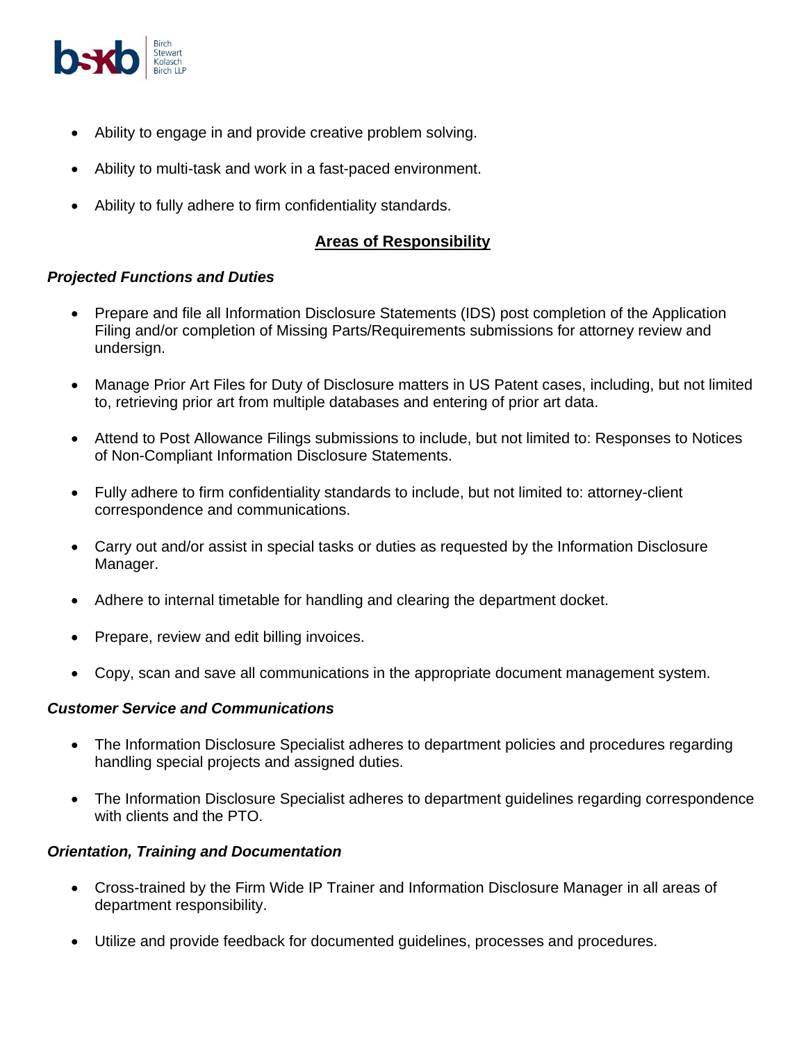- Ability to engage in and provide creative problem solving.
- Ability to multi-task and work in a fast-paced environment.
- Ability to fully adhere to firm confidentiality standards.

## Areas of Responsibility

### *Projected Functions and Duties*

- Prepare and file all Information Disclosure Statements (IDS) post completion of the Application Filing and/or completion of Missing Parts/Requirements submissions for attorney review and undersign.
- Manage Prior Art Files for Duty of Disclosure matters in US Patent cases, including, but not limited to, retrieving prior art from multiple databases and entering of prior art data.
- Attend to Post Allowance Filings submissions to include, but not limited to: Responses to Notices of Non-Compliant Information Disclosure Statements.
- Fully adhere to firm confidentiality standards to include, but not limited to: attorney-client correspondence and communications.
- Carry out and/or assist in special tasks or duties as requested by the Information Disclosure Manager.
- Adhere to internal timetable for handling and clearing the department docket.
- Prepare, review and edit billing invoices.
- Copy, scan and save all communications in the appropriate document management system.

### *Customer Service and Communications*

- The Information Disclosure Specialist adheres to department policies and procedures regarding handling special projects and assigned duties.
- The Information Disclosure Specialist adheres to department guidelines regarding correspondence with clients and the PTO.

### *Orientation, Training and Documentation*

- Cross-trained by the Firm Wide IP Trainer and Information Disclosure Manager in all areas of department responsibility.
- Utilize and provide feedback for documented guidelines, processes and procedures.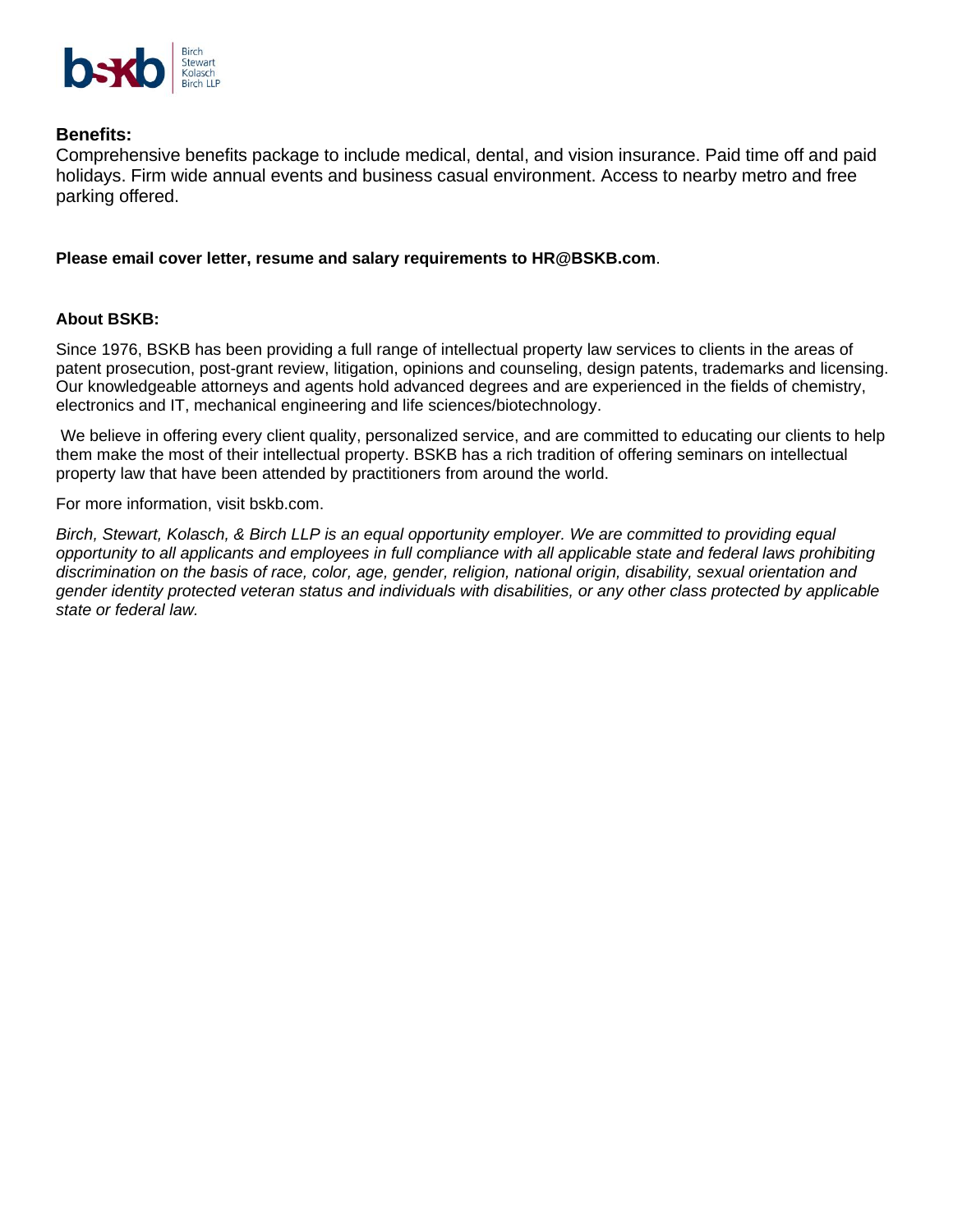**Benefits:**

Comprehensive benefits package to include medical, dental, and vision insurance. Paid time off and paid holidays. Firm wide annual events and business casual environment. Access to nearby metro and free parking offered.

**Please email cover letter, resume and salary requirements to HR@BSKB.com**.

**About BSKB:**

Since 1976, BSKB has been providing a full range of intellectual property law services to clients in the areas of patent prosecution, post-grant review, litigation, opinions and counseling, design patents, trademarks and licensing. Our knowledgeable attorneys and agents hold advanced degrees and are experienced in the fields of chemistry, electronics and IT, mechanical engineering and life sciences/biotechnology.

We believe in offering every client quality, personalized service, and are committed to educating our clients to help them make the most of their intellectual property. BSKB has a rich tradition of offering seminars on intellectual property law that have been attended by practitioners from around the world.

For more information, visit bskb.com.

*Birch, Stewart, Kolasch, & Birch LLP is an equal opportunity employer. We are committed to providing equal opportunity to all applicants and employees in full compliance with all applicable state and federal laws prohibiting discrimination on the basis of race, color, age, gender, religion, national origin, disability, sexual orientation and gender identity protected veteran status and individuals with disabilities, or any other class protected by applicable state or federal law.*